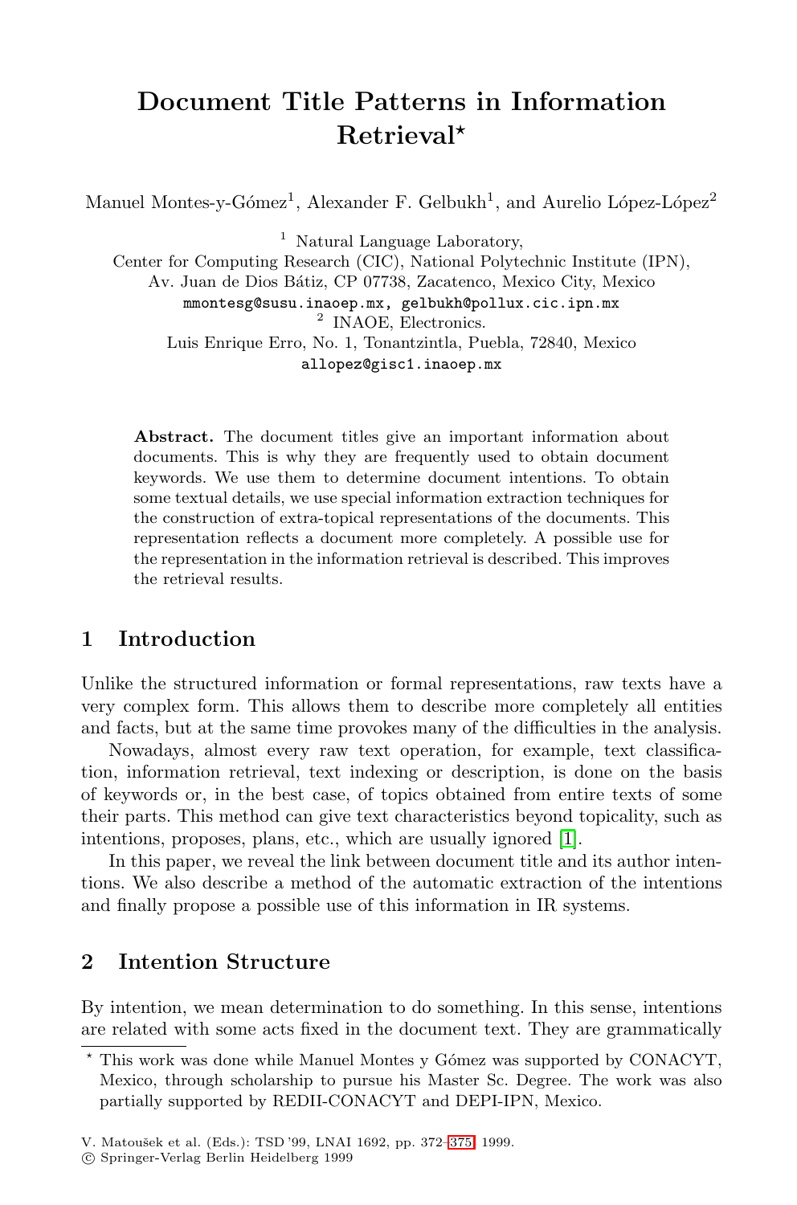# Document Title Patterns in Information Retrieval*

Manuel Montes-y-Gómez[1], Alexander F. Gelbukh[1], and Aurelio López-López[2]

[1] Natural Language Laboratory,
Center for Computing Research (CIC), National Polytechnic Institute (IPN),
Av. Juan de Dios Bátiz, CP 07738, Zacatenco, Mexico City, Mexico
mmontesg@susu.inaoep.mx, gelbukh@pollux.cic.ipn.mx

[2] INAOE, Electronics.
Luis Enrique Erro, No. 1, Tonantzintla, Puebla, 72840, Mexico
allopez@gisc1.inaoep.mx

**Abstract.** The document titles give an important information about documents. This is why they are frequently used to obtain document keywords. We use them to determine document intentions. To obtain some textual details, we use special information extraction techniques for the construction of extra-topical representations of the documents. This representation reflects a document more completely. A possible use for the representation in the information retrieval is described. This improves the retrieval results.

## 1 Introduction

Unlike the structured information or formal representations, raw texts have a very complex form. This allows them to describe more completely all entities and facts, but at the same time provokes many of the difficulties in the analysis.

Nowadays, almost every raw text operation, for example, text classification, information retrieval, text indexing or description, is done on the basis of keywords or, in the best case, of topics obtained from entire texts of some their parts. This method can give text characteristics beyond topicality, such as intentions, proposes, plans, etc., which are usually ignored [1].

In this paper, we reveal the link between document title and its author intentions. We also describe a method of the automatic extraction of the intentions and finally propose a possible use of this information in IR systems.

## 2 Intention Structure

By intention, we mean determination to do something. In this sense, intentions are related with some acts fixed in the document text. They are grammatically

---

* This work was done while Manuel Montes y Gómez was supported by CONACYT, Mexico, through scholarship to pursue his Master Sc. Degree. The work was also partially supported by REDII-CONACYT and DEPI-IPN, Mexico.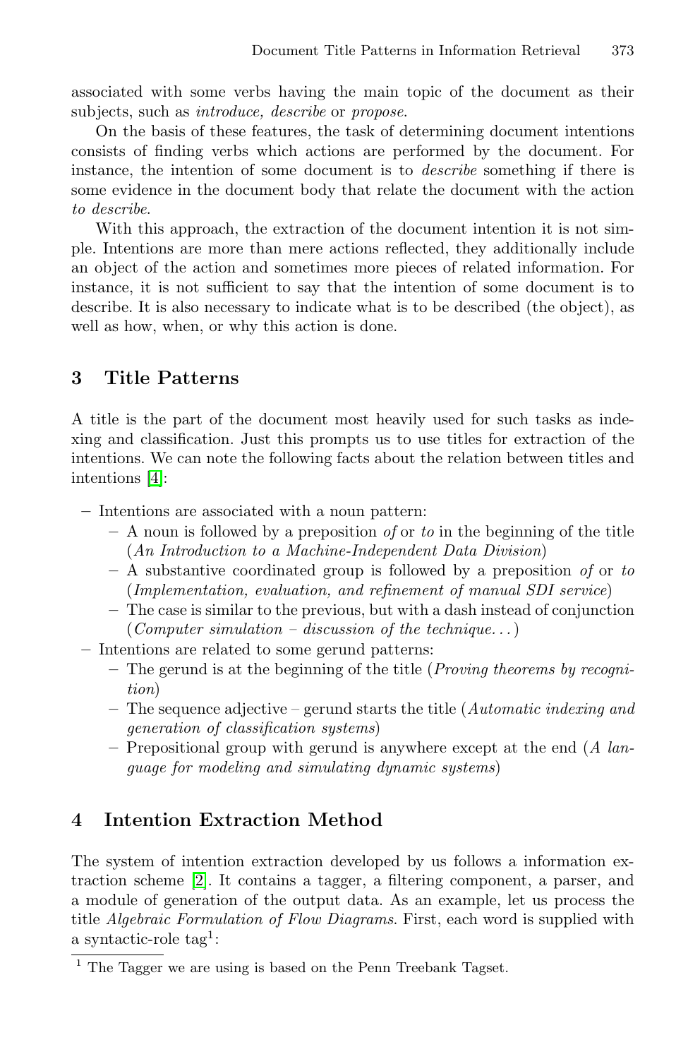associated with some verbs having the main topic of the document as their subjects, such as *introduce, describe* or *propose*.

On the basis of these features, the task of determining document intentions consists of finding verbs which actions are performed by the document. For instance, the intention of some document is to *describe* something if there is some evidence in the document body that relate the document with the action *to describe*.

With this approach, the extraction of the document intention it is not simple. Intentions are more than mere actions reflected, they additionally include an object of the action and sometimes more pieces of related information. For instance, it is not sufficient to say that the intention of some document is to describe. It is also necessary to indicate what is to be described (the object), as well as how, when, or why this action is done.

## 3 Title Patterns

A title is the part of the document most heavily used for such tasks as indexing and classification. Just this prompts us to use titles for extraction of the intentions. We can note the following facts about the relation between titles and intentions [4]:

- Intentions are associated with a noun pattern:
  - A noun is followed by a preposition *of* or *to* in the beginning of the title (*An Introduction to a Machine-Independent Data Division*)
  - A substantive coordinated group is followed by a preposition *of* or *to* (*Implementation, evaluation, and refinement of manual SDI service*)
  - The case is similar to the previous, but with a dash instead of conjunction (*Computer simulation – discussion of the technique...*)
- Intentions are related to some gerund patterns:
  - The gerund is at the beginning of the title (*Proving theorems by recognition*)
  - The sequence adjective – gerund starts the title (*Automatic indexing and generation of classification systems*)
  - Prepositional group with gerund is anywhere except at the end (*A language for modeling and simulating dynamic systems*)

## 4 Intention Extraction Method

The system of intention extraction developed by us follows a information extraction scheme [2]. It contains a tagger, a filtering component, a parser, and a module of generation of the output data. As an example, let us process the title *Algebraic Formulation of Flow Diagrams*. First, each word is supplied with a syntactic-role tag[1]:

[1] The Tagger we are using is based on the Penn Treebank Tagset.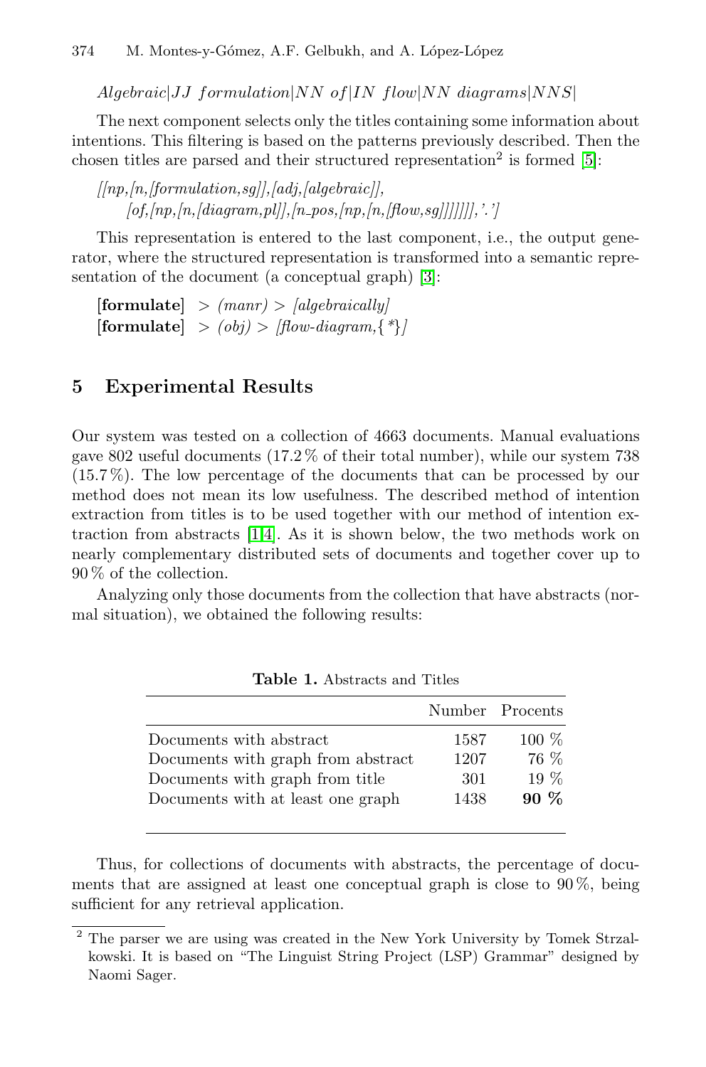*Algebraic|JJ formulation|NN of|IN flow|NN diagrams|NNS|*

The next component selects only the titles containing some information about intentions. This filtering is based on the patterns previously described. Then the chosen titles are parsed and their structured representation[2] is formed [5]:

*[[np,[n,[formulation,sg]],[adj,[algebraic]],*
*[of,[np,[n,[diagram,pl]],[n_pos,[np,[n,[flow,sg]]]]]]],'.']*

This representation is entered to the last component, i.e., the output generator, where the structured representation is transformed into a semantic representation of the document (a conceptual graph) [3]:

**[formulate]** > *(manr)* > *[algebraically]*
**[formulate]** > *(obj)* > *[flow-diagram,{\*}]*

## 5 Experimental Results

Our system was tested on a collection of 4663 documents. Manual evaluations gave 802 useful documents (17.2 % of their total number), while our system 738 (15.7 %). The low percentage of the documents that can be processed by our method does not mean its low usefulness. The described method of intention extraction from titles is to be used together with our method of intention extraction from abstracts [1,4]. As it is shown below, the two methods work on nearly complementary distributed sets of documents and together cover up to 90 % of the collection.

Analyzing only those documents from the collection that have abstracts (normal situation), we obtained the following results:

**Table 1.** Abstracts and Titles

| | Number | Procents |
|---|---|---|
| Documents with abstract | 1587 | 100 % |
| Documents with graph from abstract | 1207 | 76 % |
| Documents with graph from title | 301 | 19 % |
| Documents with at least one graph | 1438 | **90 %** |

Thus, for collections of documents with abstracts, the percentage of documents that are assigned at least one conceptual graph is close to 90 %, being sufficient for any retrieval application.

[2] The parser we are using was created in the New York University by Tomek Strzalkowski. It is based on "The Linguist String Project (LSP) Grammar" designed by Naomi Sager.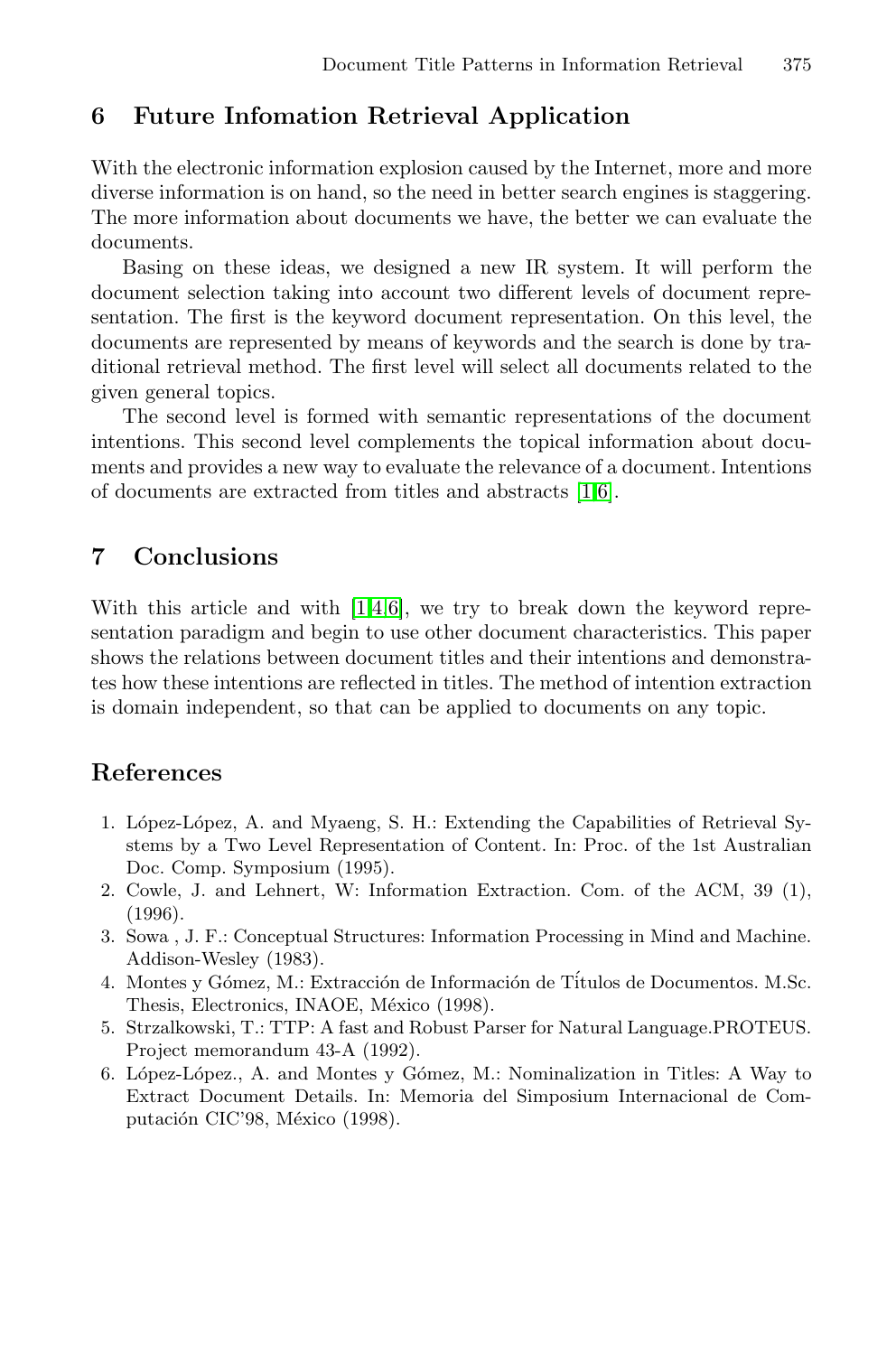## 6 Future Infomation Retrieval Application

With the electronic information explosion caused by the Internet, more and more diverse information is on hand, so the need in better search engines is staggering. The more information about documents we have, the better we can evaluate the documents.

Basing on these ideas, we designed a new IR system. It will perform the document selection taking into account two different levels of document representation. The first is the keyword document representation. On this level, the documents are represented by means of keywords and the search is done by traditional retrieval method. The first level will select all documents related to the given general topics.

The second level is formed with semantic representations of the document intentions. This second level complements the topical information about documents and provides a new way to evaluate the relevance of a document. Intentions of documents are extracted from titles and abstracts [1,6].

## 7 Conclusions

With this article and with [1,4,6], we try to break down the keyword representation paradigm and begin to use other document characteristics. This paper shows the relations between document titles and their intentions and demonstrates how these intentions are reflected in titles. The method of intention extraction is domain independent, so that can be applied to documents on any topic.

## References

1. López-López, A. and Myaeng, S. H.: Extending the Capabilities of Retrieval Systems by a Two Level Representation of Content. In: Proc. of the 1st Australian Doc. Comp. Symposium (1995).
2. Cowle, J. and Lehnert, W: Information Extraction. Com. of the ACM, 39 (1), (1996).
3. Sowa , J. F.: Conceptual Structures: Information Processing in Mind and Machine. Addison-Wesley (1983).
4. Montes y Gómez, M.: Extracción de Información de Títulos de Documentos. M.Sc. Thesis, Electronics, INAOE, México (1998).
5. Strzalkowski, T.: TTP: A fast and Robust Parser for Natural Language.PROTEUS. Project memorandum 43-A (1992).
6. López-López., A. and Montes y Gómez, M.: Nominalization in Titles: A Way to Extract Document Details. In: Memoria del Simposium Internacional de Computación CIC'98, México (1998).